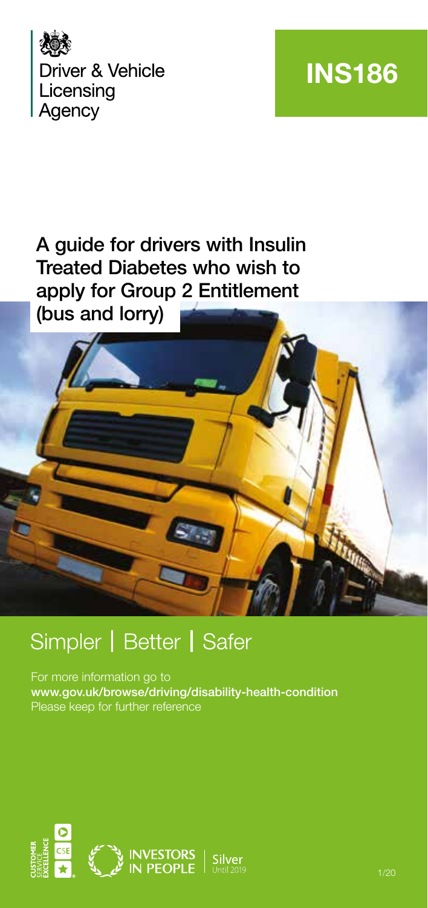Driver & Vehicle Licensing Agency

# INS186

## A guide for drivers with Insulin Treated Diabetes who wish to apply for Group 2 Entitlement (bus and lorry)

Simpler | Better | Safer

For more information go to
**www.gov.uk/browse/driving/disability-health-condition**
Please keep for further reference

CUSTOMER SERVICE EXCELLENCE

INVESTORS IN PEOPLE | Silver Until 2019

1/20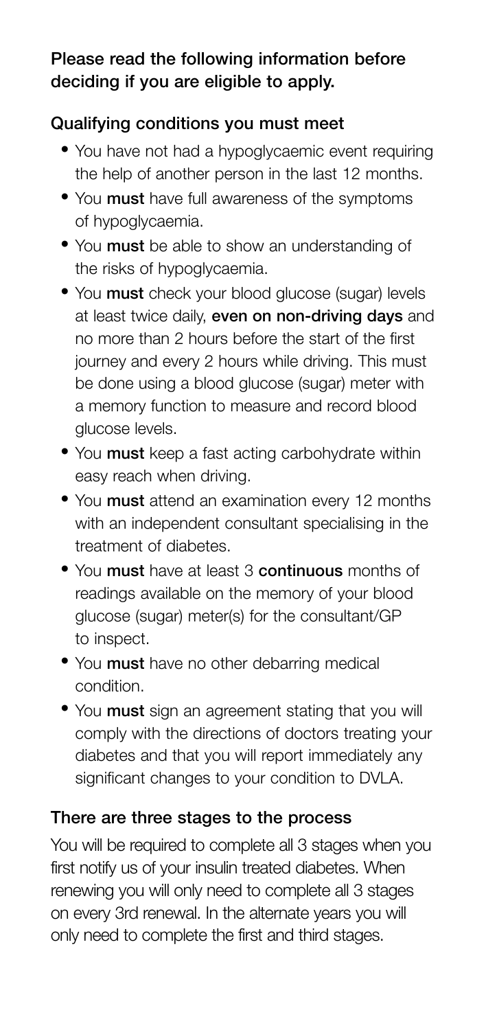**Please read the following information before deciding if you are eligible to apply.**

**Qualifying conditions you must meet**

- You have not had a hypoglycaemic event requiring the help of another person in the last 12 months.
- You **must** have full awareness of the symptoms of hypoglycaemia.
- You **must** be able to show an understanding of the risks of hypoglycaemia.
- You **must** check your blood glucose (sugar) levels at least twice daily, **even on non-driving days** and no more than 2 hours before the start of the first journey and every 2 hours while driving. This must be done using a blood glucose (sugar) meter with a memory function to measure and record blood glucose levels.
- You **must** keep a fast acting carbohydrate within easy reach when driving.
- You **must** attend an examination every 12 months with an independent consultant specialising in the treatment of diabetes.
- You **must** have at least 3 **continuous** months of readings available on the memory of your blood glucose (sugar) meter(s) for the consultant/GP to inspect.
- You **must** have no other debarring medical condition.
- You **must** sign an agreement stating that you will comply with the directions of doctors treating your diabetes and that you will report immediately any significant changes to your condition to DVLA.

**There are three stages to the process**

You will be required to complete all 3 stages when you first notify us of your insulin treated diabetes. When renewing you will only need to complete all 3 stages on every 3rd renewal. In the alternate years you will only need to complete the first and third stages.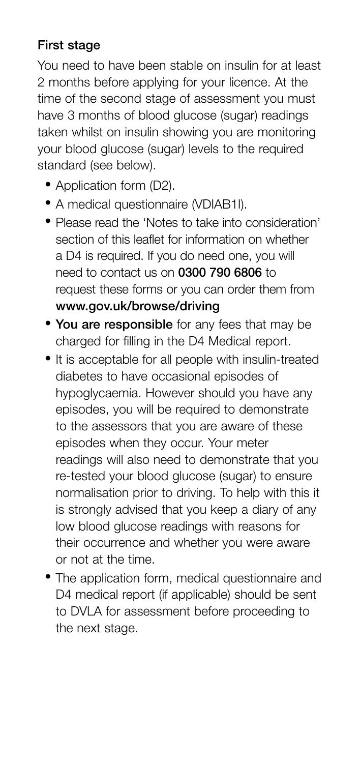### First stage

You need to have been stable on insulin for at least 2 months before applying for your licence. At the time of the second stage of assessment you must have 3 months of blood glucose (sugar) readings taken whilst on insulin showing you are monitoring your blood glucose (sugar) levels to the required standard (see below).

- Application form (D2).
- A medical questionnaire (VDIAB1I).
- Please read the 'Notes to take into consideration' section of this leaflet for information on whether a D4 is required. If you do need one, you will need to contact us on **0300 790 6806** to request these forms or you can order them from **www.gov.uk/browse/driving**
- **You are responsible** for any fees that may be charged for filling in the D4 Medical report.
- It is acceptable for all people with insulin-treated diabetes to have occasional episodes of hypoglycaemia. However should you have any episodes, you will be required to demonstrate to the assessors that you are aware of these episodes when they occur. Your meter readings will also need to demonstrate that you re-tested your blood glucose (sugar) to ensure normalisation prior to driving. To help with this it is strongly advised that you keep a diary of any low blood glucose readings with reasons for their occurrence and whether you were aware or not at the time.
- The application form, medical questionnaire and D4 medical report (if applicable) should be sent to DVLA for assessment before proceeding to the next stage.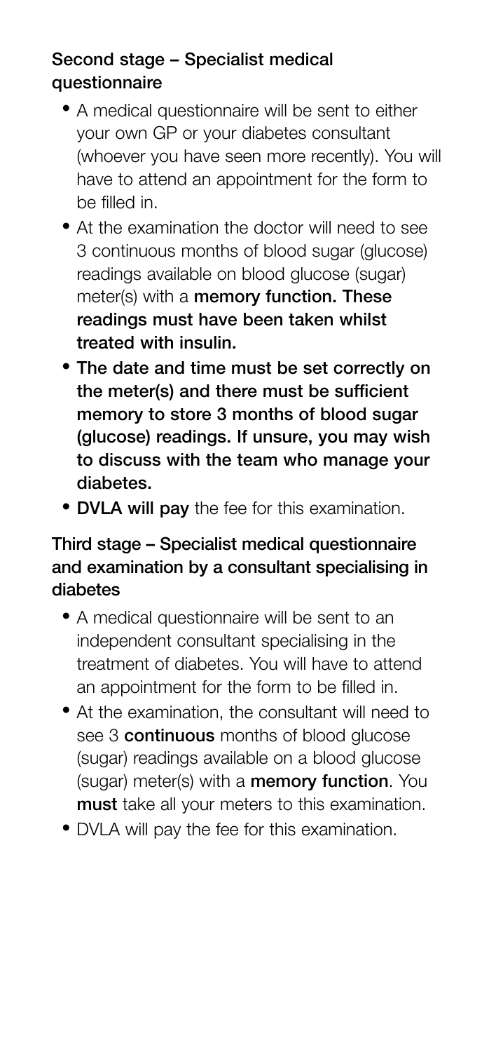### Second stage – Specialist medical questionnaire

- A medical questionnaire will be sent to either your own GP or your diabetes consultant (whoever you have seen more recently). You will have to attend an appointment for the form to be filled in.
- At the examination the doctor will need to see 3 continuous months of blood sugar (glucose) readings available on blood glucose (sugar) meter(s) with a **memory function. These readings must have been taken whilst treated with insulin.**
- **The date and time must be set correctly on the meter(s) and there must be sufficient memory to store 3 months of blood sugar (glucose) readings. If unsure, you may wish to discuss with the team who manage your diabetes.**
- **DVLA will pay** the fee for this examination.

### Third stage – Specialist medical questionnaire and examination by a consultant specialising in diabetes

- A medical questionnaire will be sent to an independent consultant specialising in the treatment of diabetes. You will have to attend an appointment for the form to be filled in.
- At the examination, the consultant will need to see 3 **continuous** months of blood glucose (sugar) readings available on a blood glucose (sugar) meter(s) with a **memory function**. You **must** take all your meters to this examination.
- DVLA will pay the fee for this examination.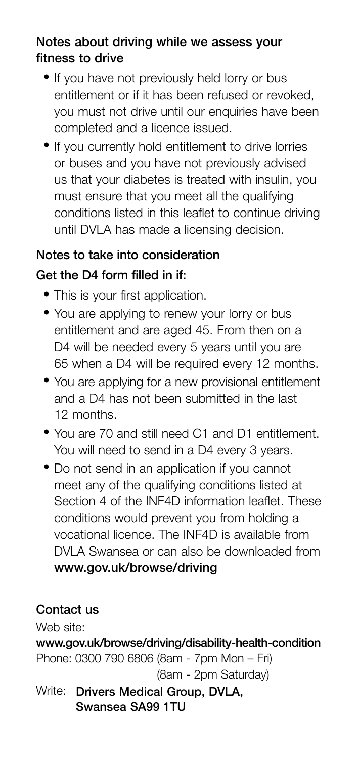## Notes about driving while we assess your fitness to drive

- If you have not previously held lorry or bus entitlement or if it has been refused or revoked, you must not drive until our enquiries have been completed and a licence issued.
- If you currently hold entitlement to drive lorries or buses and you have not previously advised us that your diabetes is treated with insulin, you must ensure that you meet all the qualifying conditions listed in this leaflet to continue driving until DVLA has made a licensing decision.

## Notes to take into consideration

### Get the D4 form filled in if:

- This is your first application.
- You are applying to renew your lorry or bus entitlement and are aged 45. From then on a D4 will be needed every 5 years until you are 65 when a D4 will be required every 12 months.
- You are applying for a new provisional entitlement and a D4 has not been submitted in the last 12 months.
- You are 70 and still need C1 and D1 entitlement. You will need to send in a D4 every 3 years.
- Do not send in an application if you cannot meet any of the qualifying conditions listed at Section 4 of the INF4D information leaflet. These conditions would prevent you from holding a vocational licence. The INF4D is available from DVLA Swansea or can also be downloaded from **www.gov.uk/browse/driving**

## Contact us

Web site:
**www.gov.uk/browse/driving/disability-health-condition**
Phone: 0300 790 6806 (8am - 7pm Mon – Fri)
(8am - 2pm Saturday)

Write: **Drivers Medical Group, DVLA, Swansea SA99 1TU**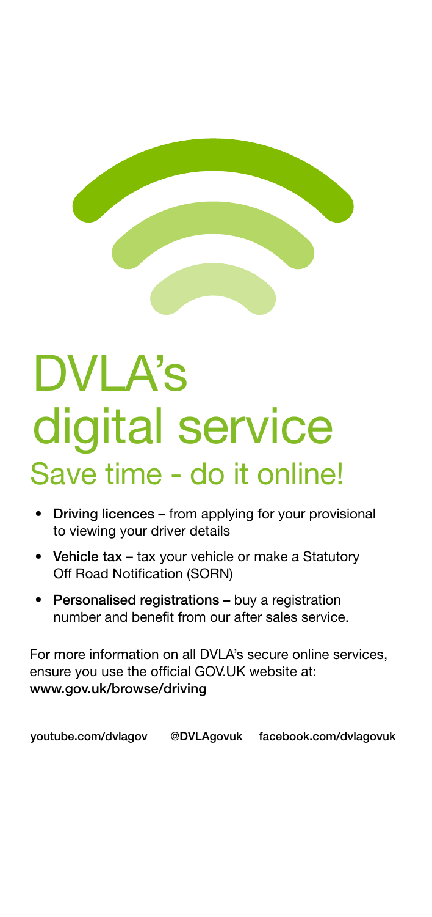# DVLA's digital service

## Save time - do it online!

- **Driving licences** – from applying for your provisional to viewing your driver details
- **Vehicle tax** – tax your vehicle or make a Statutory Off Road Notification (SORN)
- **Personalised registrations** – buy a registration number and benefit from our after sales service.

For more information on all DVLA's secure online services, ensure you use the official GOV.UK website at:
**www.gov.uk/browse/driving**

**youtube.com/dvlagov** **@DVLAgovuk** **facebook.com/dvlagovuk**